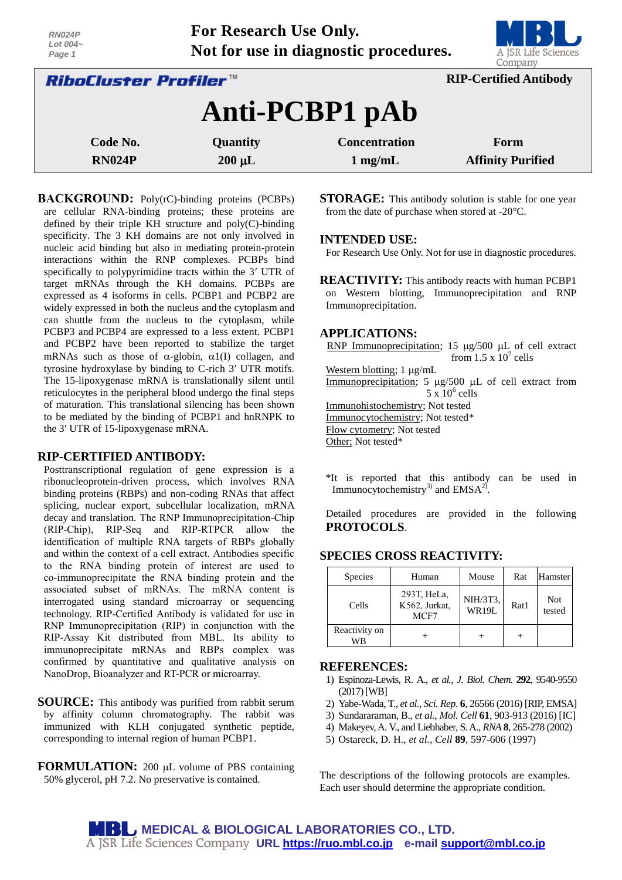RN024P
Lot 004~
Page 1

**For Research Use Only.**
**Not for use in diagnostic procedures.**

**RiboCluster Profiler™** | **RIP-Certified Antibody**

# Anti-PCBP1 pAb

| Code No. | Quantity | Concentration | Form |
|---|---|---|---|
| RN024P | 200 μL | 1 mg/mL | Affinity Purified |

**BACKGROUND:** Poly(rC)-binding proteins (PCBPs) are cellular RNA-binding proteins; these proteins are defined by their triple KH structure and poly(C)-binding specificity. The 3 KH domains are not only involved in nucleic acid binding but also in mediating protein-protein interactions within the RNP complexes. PCBPs bind specifically to polypyrimidine tracts within the 3′ UTR of target mRNAs through the KH domains. PCBPs are expressed as 4 isoforms in cells. PCBP1 and PCBP2 are widely expressed in both the nucleus and the cytoplasm and can shuttle from the nucleus to the cytoplasm, while PCBP3 and PCBP4 are expressed to a less extent. PCBP1 and PCBP2 have been reported to stabilize the target mRNAs such as those of α-globin, α1(I) collagen, and tyrosine hydroxylase by binding to C-rich 3′ UTR motifs. The 15-lipoxygenase mRNA is translationally silent until reticulocytes in the peripheral blood undergo the final steps of maturation. This translational silencing has been shown to be mediated by the binding of PCBP1 and hnRNPK to the 3′ UTR of 15-lipoxygenase mRNA.

## RIP-CERTIFIED ANTIBODY:

Posttranscriptional regulation of gene expression is a ribonucleoprotein-driven process, which involves RNA binding proteins (RBPs) and non-coding RNAs that affect splicing, nuclear export, subcellular localization, mRNA decay and translation. The RNP Immunoprecipitation-Chip (RIP-Chip), RIP-Seq and RIP-RTPCR allow the identification of multiple RNA targets of RBPs globally and within the context of a cell extract. Antibodies specific to the RNA binding protein of interest are used to co-immunoprecipitate the RNA binding protein and the associated subset of mRNAs. The mRNA content is interrogated using standard microarray or sequencing technology. RIP-Certified Antibody is validated for use in RNP Immunoprecipitation (RIP) in conjunction with the RIP-Assay Kit distributed from MBL. Its ability to immunoprecipitate mRNAs and RBPs complex was confirmed by quantitative and qualitative analysis on NanoDrop, Bioanalyzer and RT-PCR or microarray.

**SOURCE:** This antibody was purified from rabbit serum by affinity column chromatography. The rabbit was immunized with KLH conjugated synthetic peptide, corresponding to internal region of human PCBP1.

**FORMULATION:** 200 μL volume of PBS containing 50% glycerol, pH 7.2. No preservative is contained.

**STORAGE:** This antibody solution is stable for one year from the date of purchase when stored at -20°C.

## INTENDED USE:

For Research Use Only. Not for use in diagnostic procedures.

**REACTIVITY:** This antibody reacts with human PCBP1 on Western blotting, Immunoprecipitation and RNP Immunoprecipitation.

## APPLICATIONS:

RNP Immunoprecipitation; 15 μg/500 μL of cell extract from $1.5 \times 10^7$ cells
Western blotting; 1 μg/mL
Immunoprecipitation; 5 μg/500 μL of cell extract from $5 \times 10^6$ cells
Immunohistochemistry; Not tested
Immunocytochemistry; Not tested*
Flow cytometry; Not tested
Other; Not tested*

*It is reported that this antibody can be used in Immunocytochemistry[3] and EMSA[2].

Detailed procedures are provided in the following **PROTOCOLS**.

## SPECIES CROSS REACTIVITY:

| Species | Human | Mouse | Rat | Hamster |
|---|---|---|---|---|
| Cells | 293T, HeLa, K562, Jurkat, MCF7 | NIH/3T3, WR19L | Rat1 | Not tested |
| Reactivity on WB | + | + | + | |

## REFERENCES:

1) Espinoza-Lewis, R. A., *et al., J. Biol. Chem.* **292**, 9540-9550 (2017) [WB]
2) Yabe-Wada, T., *et al., Sci. Rep.* **6**, 26566 (2016) [RIP, EMSA]
3) Sundararaman, B., *et al., Mol. Cell* **61**, 903-913 (2016) [IC]
4) Makeyev, A. V., and Liebhaber, S. A., *RNA* **8**, 265-278 (2002)
5) Ostareck, D. H., *et al., Cell* **89**, 597-606 (1997)

The descriptions of the following protocols are examples. Each user should determine the appropriate condition.

MEDICAL & BIOLOGICAL LABORATORIES CO., LTD.
A JSR Life Sciences Company URL https://ruo.mbl.co.jp e-mail support@mbl.co.jp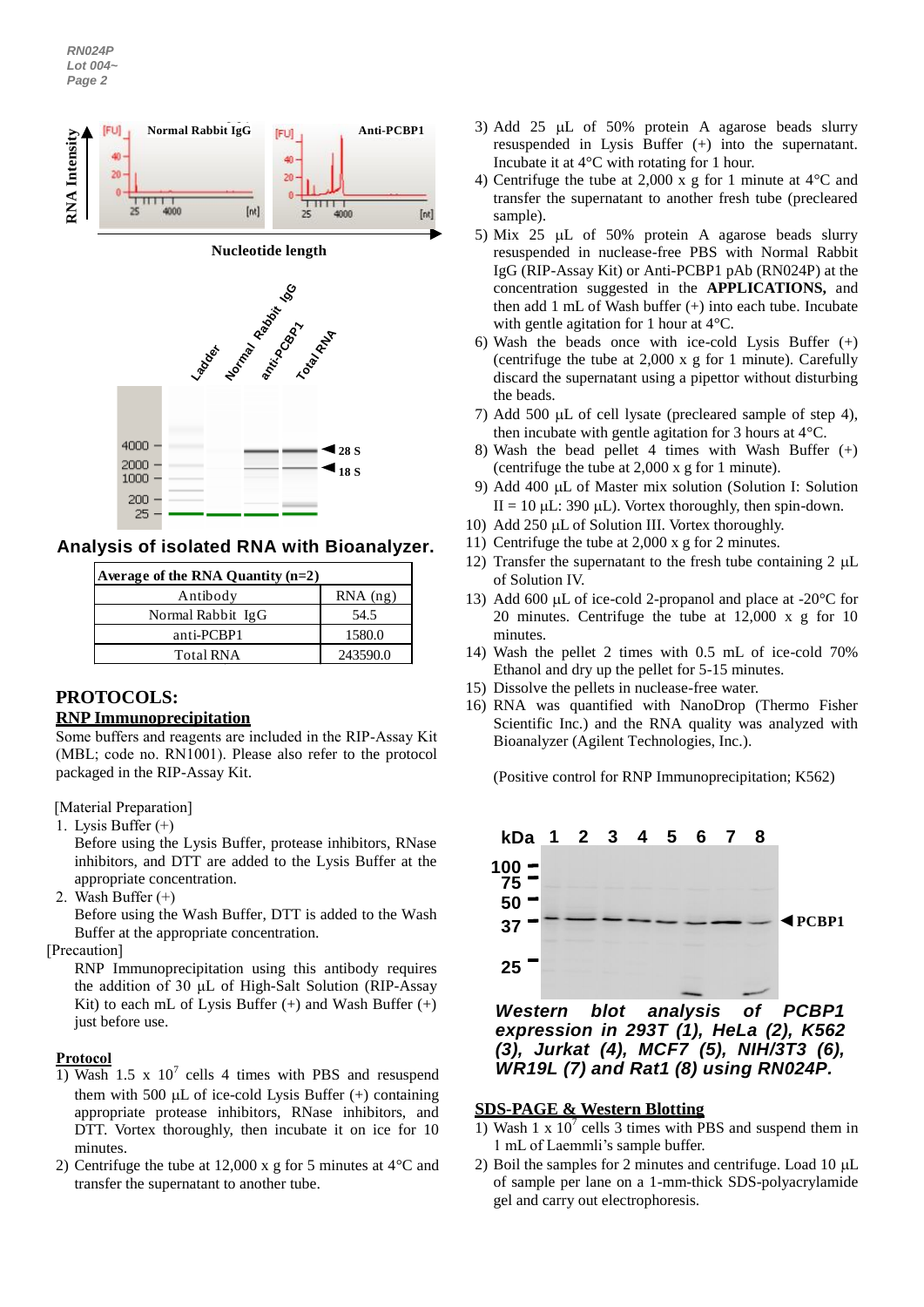**Analysis of isolated RNA with Bioanalyzer.**

| Average of the RNA Quantity (n=2) | |
|---|---|
| Antibody | RNA (ng) |
| Normal Rabbit IgG | 54.5 |
| anti-PCBP1 | 1580.0 |
| Total RNA | 243590.0 |

## PROTOCOLS:

### RNP Immunoprecipitation

Some buffers and reagents are included in the RIP-Assay Kit (MBL; code no. RN1001). Please also refer to the protocol packaged in the RIP-Assay Kit.

[Material Preparation]

1. Lysis Buffer (+)
   Before using the Lysis Buffer, protease inhibitors, RNase inhibitors, and DTT are added to the Lysis Buffer at the appropriate concentration.
2. Wash Buffer (+)
   Before using the Wash Buffer, DTT is added to the Wash Buffer at the appropriate concentration.

[Precaution]

RNP Immunoprecipitation using this antibody requires the addition of 30 µL of High-Salt Solution (RIP-Assay Kit) to each mL of Lysis Buffer (+) and Wash Buffer (+) just before use.

**Protocol**

1) Wash 1.5 x $10^7$ cells 4 times with PBS and resuspend them with 500 µL of ice-cold Lysis Buffer (+) containing appropriate protease inhibitors, RNase inhibitors, and DTT. Vortex thoroughly, then incubate it on ice for 10 minutes.
2) Centrifuge the tube at 12,000 x g for 5 minutes at 4°C and transfer the supernatant to another tube.
3) Add 25 µL of 50% protein A agarose beads slurry resuspended in Lysis Buffer (+) into the supernatant. Incubate it at 4°C with rotating for 1 hour.
4) Centrifuge the tube at 2,000 x g for 1 minute at 4°C and transfer the supernatant to another fresh tube (precleared sample).
5) Mix 25 µL of 50% protein A agarose beads slurry resuspended in nuclease-free PBS with Normal Rabbit IgG (RIP-Assay Kit) or Anti-PCBP1 pAb (RN024P) at the concentration suggested in the **APPLICATIONS,** and then add 1 mL of Wash buffer (+) into each tube. Incubate with gentle agitation for 1 hour at 4°C.
6) Wash the beads once with ice-cold Lysis Buffer (+) (centrifuge the tube at 2,000 x g for 1 minute). Carefully discard the supernatant using a pipettor without disturbing the beads.
7) Add 500 µL of cell lysate (precleared sample of step 4), then incubate with gentle agitation for 3 hours at 4°C.
8) Wash the bead pellet 4 times with Wash Buffer (+) (centrifuge the tube at 2,000 x g for 1 minute).
9) Add 400 µL of Master mix solution (Solution I: Solution II = 10 µL: 390 µL). Vortex thoroughly, then spin-down.
10) Add 250 µL of Solution III. Vortex thoroughly.
11) Centrifuge the tube at 2,000 x g for 2 minutes.
12) Transfer the supernatant to the fresh tube containing 2 µL of Solution IV.
13) Add 600 µL of ice-cold 2-propanol and place at -20°C for 20 minutes. Centrifuge the tube at 12,000 x g for 10 minutes.
14) Wash the pellet 2 times with 0.5 mL of ice-cold 70% Ethanol and dry up the pellet for 5-15 minutes.
15) Dissolve the pellets in nuclease-free water.
16) RNA was quantified with NanoDrop (Thermo Fisher Scientific Inc.) and the RNA quality was analyzed with Bioanalyzer (Agilent Technologies, Inc.).

(Positive control for RNP Immunoprecipitation; K562)

***Western blot analysis of PCBP1 expression in 293T (1), HeLa (2), K562 (3), Jurkat (4), MCF7 (5), NIH/3T3 (6), WR19L (7) and Rat1 (8) using RN024P.***

### SDS-PAGE & Western Blotting

1) Wash 1 x $10^7$ cells 3 times with PBS and suspend them in 1 mL of Laemmli's sample buffer.
2) Boil the samples for 2 minutes and centrifuge. Load 10 µL of sample per lane on a 1-mm-thick SDS-polyacrylamide gel and carry out electrophoresis.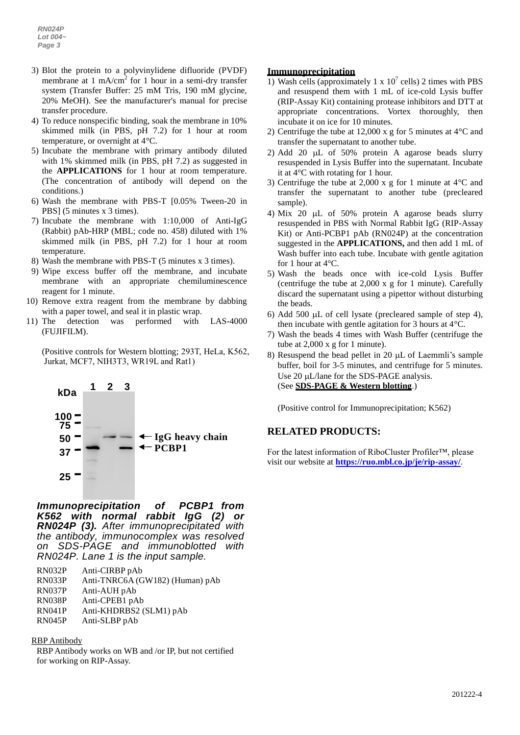3) Blot the protein to a polyvinylidene difluoride (PVDF) membrane at 1 mA/cm$^2$ for 1 hour in a semi-dry transfer system (Transfer Buffer: 25 mM Tris, 190 mM glycine, 20% MeOH). See the manufacturer's manual for precise transfer procedure.
4) To reduce nonspecific binding, soak the membrane in 10% skimmed milk (in PBS, pH 7.2) for 1 hour at room temperature, or overnight at 4°C.
5) Incubate the membrane with primary antibody diluted with 1% skimmed milk (in PBS, pH 7.2) as suggested in the **APPLICATIONS** for 1 hour at room temperature. (The concentration of antibody will depend on the conditions.)
6) Wash the membrane with PBS-T [0.05% Tween-20 in PBS] (5 minutes x 3 times).
7) Incubate the membrane with 1:10,000 of Anti-IgG (Rabbit) pAb-HRP (MBL; code no. 458) diluted with 1% skimmed milk (in PBS, pH 7.2) for 1 hour at room temperature.
8) Wash the membrane with PBS-T (5 minutes x 3 times).
9) Wipe excess buffer off the membrane, and incubate membrane with an appropriate chemiluminescence reagent for 1 minute.
10) Remove extra reagent from the membrane by dabbing with a paper towel, and seal it in plastic wrap.
11) The detection was performed with LAS-4000 (FUJIFILM).

(Positive controls for Western blotting; 293T, HeLa, K562, Jurkat, MCF7, NIH3T3, WR19L and Rat1)

kDa
1 2 3
100
75
50
37
25
IgG heavy chain
PCBP1

***Immunoprecipitation of PCBP1 from K562 with normal rabbit IgG (2) or RN024P (3).*** *After immunoprecipitated with the antibody, immunocomplex was resolved on SDS-PAGE and immunoblotted with RN024P. Lane 1 is the input sample.*

## Immunoprecipitation

1) Wash cells (approximately 1 x $10^7$ cells) 2 times with PBS and resuspend them with 1 mL of ice-cold Lysis buffer (RIP-Assay Kit) containing protease inhibitors and DTT at appropriate concentrations. Vortex thoroughly, then incubate it on ice for 10 minutes.
2) Centrifuge the tube at 12,000 x g for 5 minutes at 4°C and transfer the supernatant to another tube.
2) Add 20 μL of 50% protein A agarose beads slurry resuspended in Lysis Buffer into the supernatant. Incubate it at 4°C with rotating for 1 hour.
3) Centrifuge the tube at 2,000 x g for 1 minute at 4°C and transfer the supernatant to another tube (precleared sample).
4) Mix 20 μL of 50% protein A agarose beads slurry resuspended in PBS with Normal Rabbit IgG (RIP-Assay Kit) or Anti-PCBP1 pAb (RN024P) at the concentration suggested in the **APPLICATIONS,** and then add 1 mL of Wash buffer into each tube. Incubate with gentle agitation for 1 hour at 4°C.
5) Wash the beads once with ice-cold Lysis Buffer (centrifuge the tube at 2,000 x g for 1 minute). Carefully discard the supernatant using a pipettor without disturbing the beads.
6) Add 500 μL of cell lysate (precleared sample of step 4), then incubate with gentle agitation for 3 hours at 4°C.
7) Wash the beads 4 times with Wash Buffer (centrifuge the tube at 2,000 x g for 1 minute).
8) Resuspend the bead pellet in 20 μL of Laemmli's sample buffer, boil for 3-5 minutes, and centrifuge for 5 minutes. Use 20 μL/lane for the SDS-PAGE analysis. (See **SDS-PAGE & Western blotting**.)

(Positive control for Immunoprecipitation; K562)

## RELATED PRODUCTS:

For the latest information of RiboCluster Profiler™, please visit our website at **https://ruo.mbl.co.jp/je/rip-assay/**.

| | |
|---|---|
| RN032P | Anti-CIRBP pAb |
| RN033P | Anti-TNRC6A (GW182) (Human) pAb |
| RN037P | Anti-AUH pAb |
| RN038P | Anti-CPEB1 pAb |
| RN041P | Anti-KHDRBS2 (SLM1) pAb |
| RN045P | Anti-SLBP pAb |

RBP Antibody

RBP Antibody works on WB and /or IP, but not certified for working on RIP-Assay.